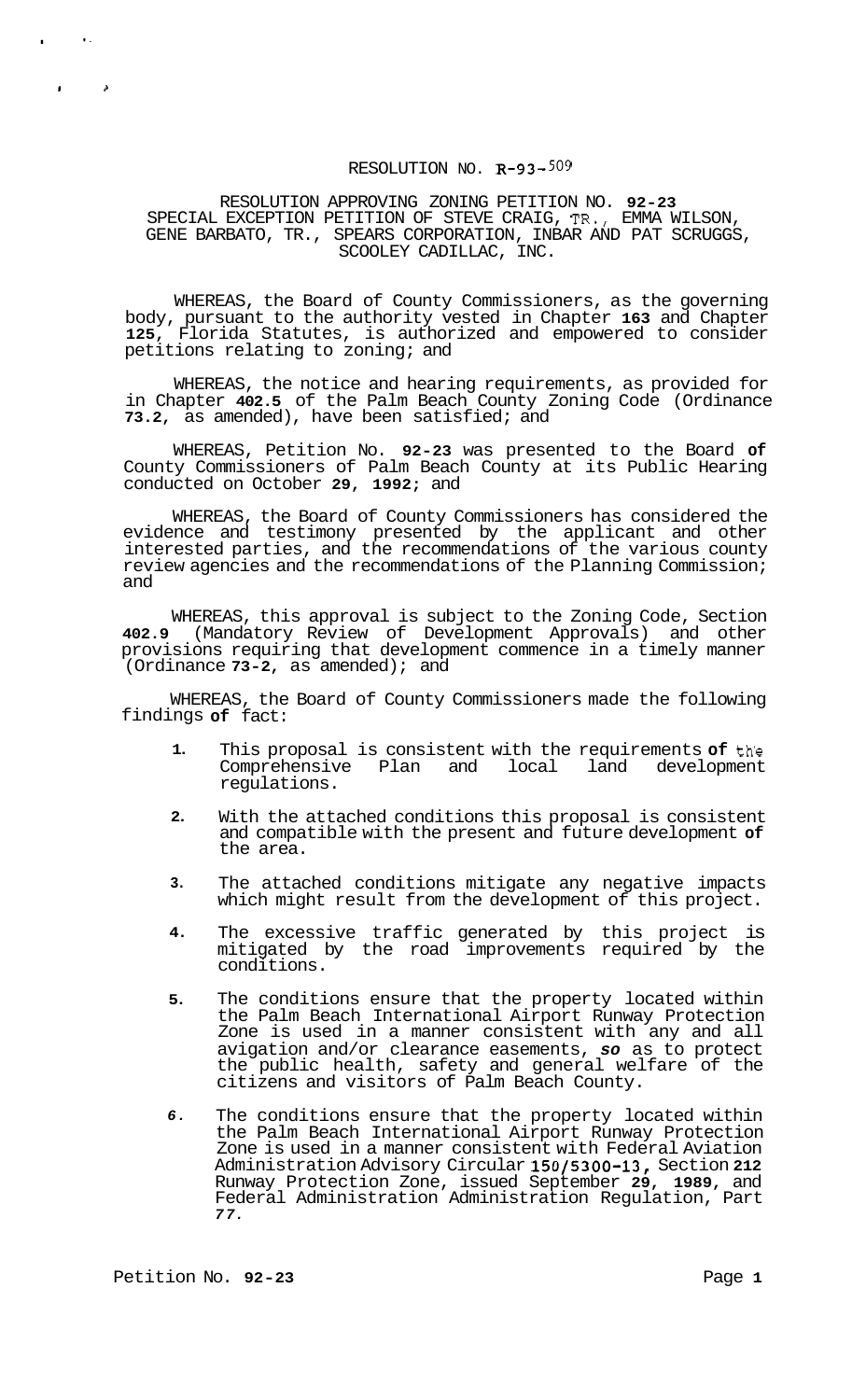# RESOLUTION NO. R-93-509

## RESOLUTION APPROVING ZONING PETITION NO. 92-23 SPECIAL EXCEPTION PETITION OF STEVE CRAIG, TR., EMMA WILSON, GENE BARBATO, TR., SPEARS CORPORATION, INBAR AND PAT SCRUGGS, SCOOLEY CADILLAC, INC.

WHEREAS, the Board of County Commissioners, as the governing body, pursuant to the authority vested in Chapter 163 and Chapter 125, Florida Statutes, is authorized and empowered to consider petitions relating to zoning; and

WHEREAS, the notice and hearing requirements, as provided for in Chapter 402.5 of the Palm Beach County Zoning Code (Ordinance 73.2, as amended), have been satisfied; and

WHEREAS, Petition No. 92-23 was presented to the Board of County Commissioners of Palm Beach County at its Public Hearing conducted on October 29, 1992; and

WHEREAS, the Board of County Commissioners has considered the evidence and testimony presented by the applicant and other interested parties, and the recommendations of the various county review agencies and the recommendations of the Planning Commission; and

WHEREAS, this approval is subject to the Zoning Code, Section 402.9 (Mandatory Review of Development Approvals) and other provisions requiring that development commence in a timely manner (Ordinance 73-2, as amended); and

WHEREAS, the Board of County Commissioners made the following findings of fact:

1. This proposal is consistent with the requirements of the Comprehensive Plan and local land development regulations.
2. With the attached conditions this proposal is consistent and compatible with the present and future development of the area.
3. The attached conditions mitigate any negative impacts which might result from the development of this project.
4. The excessive traffic generated by this project is mitigated by the road improvements required by the conditions.
5. The conditions ensure that the property located within the Palm Beach International Airport Runway Protection Zone is used in a manner consistent with any and all avigation and/or clearance easements, *so* as to protect the public health, safety and general welfare of the citizens and visitors of Palm Beach County.
6. The conditions ensure that the property located within the Palm Beach International Airport Runway Protection Zone is used in a manner consistent with Federal Aviation Administration Advisory Circular 150/5300-13, Section 212 Runway Protection Zone, issued September 29, 1989, and Federal Administration Administration Regulation, Part 77.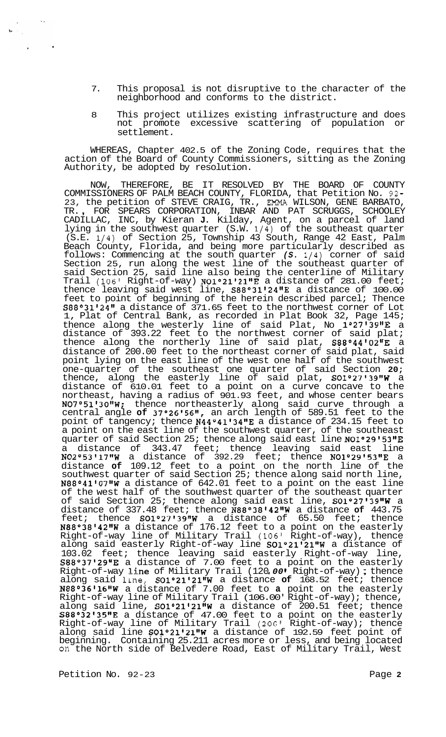7. This proposal is not disruptive to the character of the neighborhood and conforms to the district.

8 This project utilizes existing infrastructure and does not promote excessive scattering of population or settlement.

WHEREAS, Chapter 402.5 of the Zoning Code, requires that the action of the Board of County Commissioners, sitting as the Zoning Authority, be adopted by resolution.

NOW, THEREFORE, BE IT RESOLVED BY THE BOARD OF COUNTY COMMISSIONERS OF PALM BEACH COUNTY, FLORIDA, that Petition No. 92-23, the petition of STEVE CRAIG, TR., EMMA WILSON, GENE BARBATO, TR., FOR SPEARS CORPORATION, INBAR AND PAT SCRUGGS, SCHOOLEY CADILLAC, INC, by Kieran J. Kilday, Agent, on a parcel of land lying in the southwest quarter (S.W. 1/4) of the southeast quarter (S.E. 1/4) of Section 25, Township 43 South, Range 42 East, Palm Beach County, Florida, and being more particularly described as follows: Commencing at the south quarter *(S. 1/4)* corner of said Section 25, run along the west line of the southeast quarter of said Section 25, said line also being the centerline of Military Trail (106' Right-of-way) N01°21'21"E a distance of 281.00 feet; thence leaving said west line, S88°31'24"E a distance of 100.00 feet to point of beginning of the herein described parcel; Thence S88°31'24" a distance of 371.65 feet to the northwest corner of Lot 1, Plat of Central Bank, as recorded in Plat Book 32, Page 145; thence along the westerly line of said Plat, No 1°27'39"E a distance of 393.22 feet to the northwest corner of said plat; thence along the northerly line of said plat, S88°44'02"E a distance of 200.00 feet to the northeast corner of said plat, said point lying on the east line of the west one half of the southwest one-quarter of the southeast one quarter of said Section 20; thence, along the easterly line of said plat, S01°27'39"W a distance of 610.01 feet to a point on a curve concave to the northeast, having a radius of 901.93 feet, and whose center bears N07°51'30"W; thence northeasterly along said curve through a central angle of 37°26'56", an arch length of 589.51 feet to the point of tangency; thence N44°41'34"E a distance of 234.15 feet to a point on the east line of the southwest quarter, of the southeast quarter of said Section 25; thence along said east line N01°29'53"E a distance of 343.47 feet; thence leaving said east line N02°53'17"W a distance of 392.29 feet; thence N01°29'53"E a distance of 109.12 feet to a point on the north line of the southwest quarter of said Section 25; thence along said north line, N88°41'07"W a distance of 642.01 feet to a point on the east line of the west half of the southwest quarter of the southeast quarter of said Section 25; thence along said east line, S01°27'39"W a distance of 337.48 feet; thence N88°38'42"W a distance of 443.75 feet; thence S01°27'39"W a distance of 65.50 feet; thence N88°38'42"W a distance of 176.12 feet to a point on the easterly Right-of-way line of Military Trail (106' Right-of-way), thence along said easterly Right-of-way line S01°21'21"W a distance of 103.02 feet; thence leaving said easterly Right-of-way line, S88°37'29"E a distance of 7.00 feet to a point on the easterly Right-of-way line of Military Trail (120.00' Right-of-way); thence along said line, S01°21'21"W a distance of 168.52 feet; thence N88°36'16"W a distance of 7.00 feet to a point on the easterly Right-of-way line of Military Trail (106.00' Right-of-way); thence, along said line, S01°21'21"W a distance of 200.51 feet; thence S88°32'35"E a distance of 47.00 feet to a point on the easterly Right-of-way line of Military Trail (200' Right-of-way); thence along said line S01°21'21"W a distance of 192.59 feet point of beginning. Containing 25.211 acres more or less, and being located on the North side of Belvedere Road, East of Military Trail, West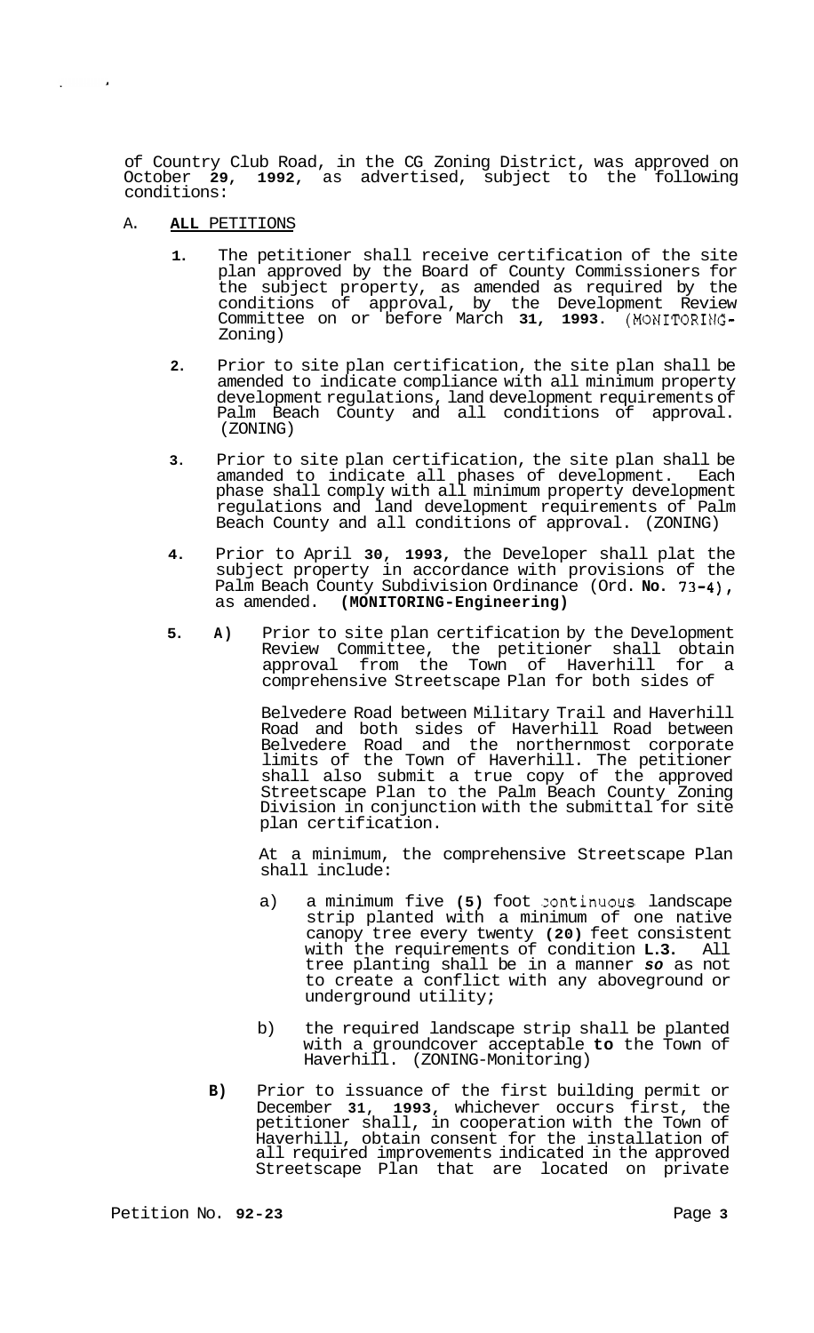of Country Club Road, in the CG Zoning District, was approved on October **29**, **1992**, as advertised, subject to the following conditions:

A. **ALL** PETITIONS

**1.** The petitioner shall receive certification of the site plan approved by the Board of County Commissioners for the subject property, as amended as required by the conditions of approval, by the Development Review Committee on or before March **31**, **1993**. (MONITORING-Zoning)

**2.** Prior to site plan certification, the site plan shall be amended to indicate compliance with all minimum property development regulations, land development requirements of Palm Beach County and all conditions of approval. (ZONING)

**3.** Prior to site plan certification, the site plan shall be amanded to indicate all phases of development. Each phase shall comply with all minimum property development regulations and land development requirements of Palm Beach County and all conditions of approval. (ZONING)

**4.** Prior to April **30**, **1993**, the Developer shall plat the subject property in accordance with provisions of the Palm Beach County Subdivision Ordinance (Ord. **No. 73-4**), as amended. **(MONITORING-Engineering)**

**5.** **A)** Prior to site plan certification by the Development Review Committee, the petitioner shall obtain approval from the Town of Haverhill for a comprehensive Streetscape Plan for both sides of Belvedere Road between Military Trail and Haverhill Road and both sides of Haverhill Road between Belvedere Road and the northernmost corporate limits of the Town of Haverhill. The petitioner shall also submit a true copy of the approved Streetscape Plan to the Palm Beach County Zoning Division in conjunction with the submittal for site plan certification.

At a minimum, the comprehensive Streetscape Plan shall include:

a) a minimum five **(5)** foot continuous landscape strip planted with a minimum of one native canopy tree every twenty **(20)** feet consistent with the requirements of condition **L.3.** All tree planting shall be in a manner *so* as not to create a conflict with any aboveground or underground utility;

b) the required landscape strip shall be planted with a groundcover acceptable **to** the Town of Haverhill. (ZONING-Monitoring)

**B)** Prior to issuance of the first building permit or December **31**, **1993**, whichever occurs first, the petitioner shall, in cooperation with the Town of Haverhill, obtain consent for the installation of all required improvements indicated in the approved Streetscape Plan that are located on private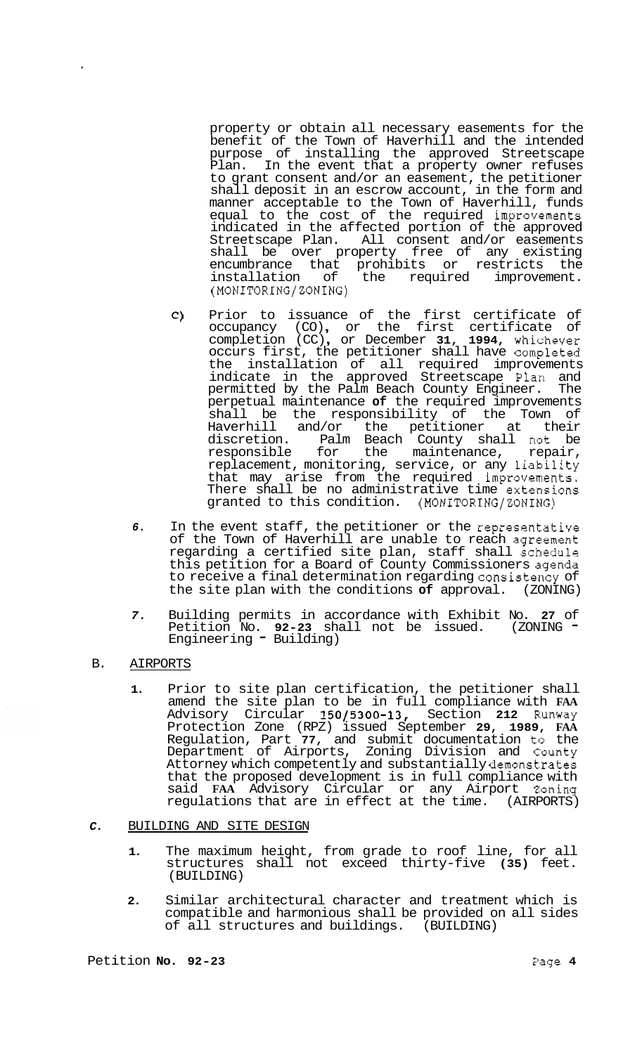property or obtain all necessary easements for the benefit of the Town of Haverhill and the intended purpose of installing the approved Streetscape Plan. In the event that a property owner refuses to grant consent and/or an easement, the petitioner shall deposit in an escrow account, in the form and manner acceptable to the Town of Haverhill, funds equal to the cost of the required improvements indicated in the affected portion of the approved Streetscape Plan. All consent and/or easements shall be over property free of any existing encumbrance that prohibits or restricts the installation of the required improvement. (MONITORING/ZONING)

c) Prior to issuance of the first certificate of occupancy (CO), or the first certificate of completion (CC), or December 31, 1994, whichever occurs first, the petitioner shall have completed the installation of all required improvements indicate in the approved Streetscape Plan and permitted by the Palm Beach County Engineer. The perpetual maintenance of the required improvements shall be the responsibility of the Town of Haverhill and/or the petitioner at their discretion. Palm Beach County shall not be responsible for the maintenance, repair, replacement, monitoring, service, or any liability that may arise from the required improvements. There shall be no administrative time extensions granted to this condition. (MONITORING/ZONING)

6. In the event staff, the petitioner or the representative of the Town of Haverhill are unable to reach agreement regarding a certified site plan, staff shall schedule this petition for a Board of County Commissioners agenda to receive a final determination regarding consistency of the site plan with the conditions of approval. (ZONING)

7. Building permits in accordance with Exhibit No. 27 of Petition No. 92-23 shall not be issued. (ZONING - Engineering - Building)

B. AIRPORTS

1. Prior to site plan certification, the petitioner shall amend the site plan to be in full compliance with FAA Advisory Circular 150/5300-13, Section 212 Runway Protection Zone (RPZ) issued September 29, 1989, FAA Regulation, Part 77, and submit documentation to the Department of Airports, Zoning Division and County Attorney which competently and substantially demonstrates that the proposed development is in full compliance with said FAA Advisory Circular or any Airport Zoning regulations that are in effect at the time. (AIRPORTS)

C. BUILDING AND SITE DESIGN

1. The maximum height, from grade to roof line, for all structures shall not exceed thirty-five (35) feet. (BUILDING)

2. Similar architectural character and treatment which is compatible and harmonious shall be provided on all sides of all structures and buildings. (BUILDING)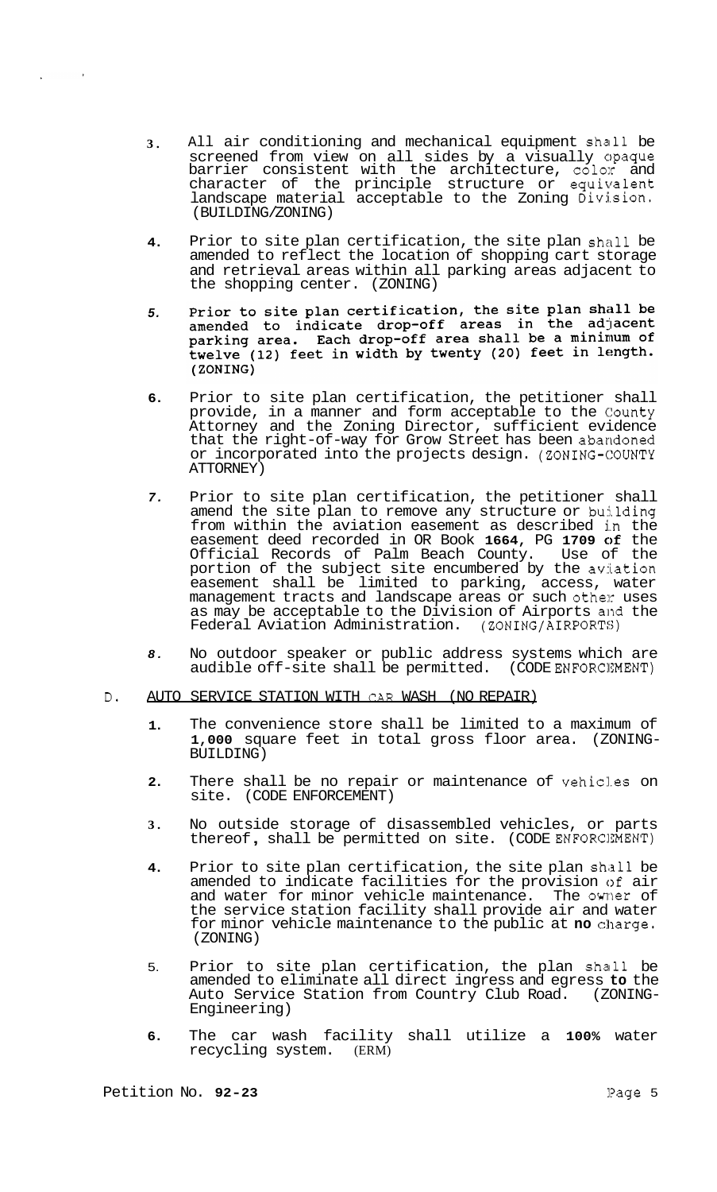3. All air conditioning and mechanical equipment shall be screened from view on all sides by a visually opaque barrier consistent with the architecture, color and character of the principle structure or equivalent landscape material acceptable to the Zoning Division. (BUILDING/ZONING)

4. Prior to site plan certification, the site plan shall be amended to reflect the location of shopping cart storage and retrieval areas within all parking areas adjacent to the shopping center. (ZONING)

5. **Prior to site plan certification, the site plan shall be amended to indicate drop-off areas in the adjacent parking area. Each drop-off area shall be a minimum of twelve (12) feet in width by twenty (20) feet in length. (ZONING)**

6. Prior to site plan certification, the petitioner shall provide, in a manner and form acceptable to the County Attorney and the Zoning Director, sufficient evidence that the right-of-way for Grow Street has been abandoned or incorporated into the projects design. (ZONING-COUNTY ATTORNEY)

7. Prior to site plan certification, the petitioner shall amend the site plan to remove any structure or building from within the aviation easement as described in the easement deed recorded in OR Book 1664, PG 1709 of the Official Records of Palm Beach County. Use of the portion of the subject site encumbered by the aviation easement shall be limited to parking, access, water management tracts and landscape areas or such other uses as may be acceptable to the Division of Airports and the Federal Aviation Administration. (ZONING/AIRPORTS)

8. No outdoor speaker or public address systems which are audible off-site shall be permitted. (CODE ENFORCEMENT)

D. <u>AUTO SERVICE STATION WITH CAR WASH (NO REPAIR)</u>

1. The convenience store shall be limited to a maximum of 1,000 square feet in total gross floor area. (ZONING-BUILDING)

2. There shall be no repair or maintenance of vehicles on site. (CODE ENFORCEMENT)

3. No outside storage of disassembled vehicles, or parts thereof, shall be permitted on site. (CODE ENFORCEMENT)

4. Prior to site plan certification, the site plan shall be amended to indicate facilities for the provision of air and water for minor vehicle maintenance. The owner of the service station facility shall provide air and water for minor vehicle maintenance to the public at no charge. (ZONING)

5. Prior to site plan certification, the plan shall be amended to eliminate all direct ingress and egress to the Auto Service Station from Country Club Road. (ZONING-Engineering)

6. The car wash facility shall utilize a 100% water recycling system. (ERM)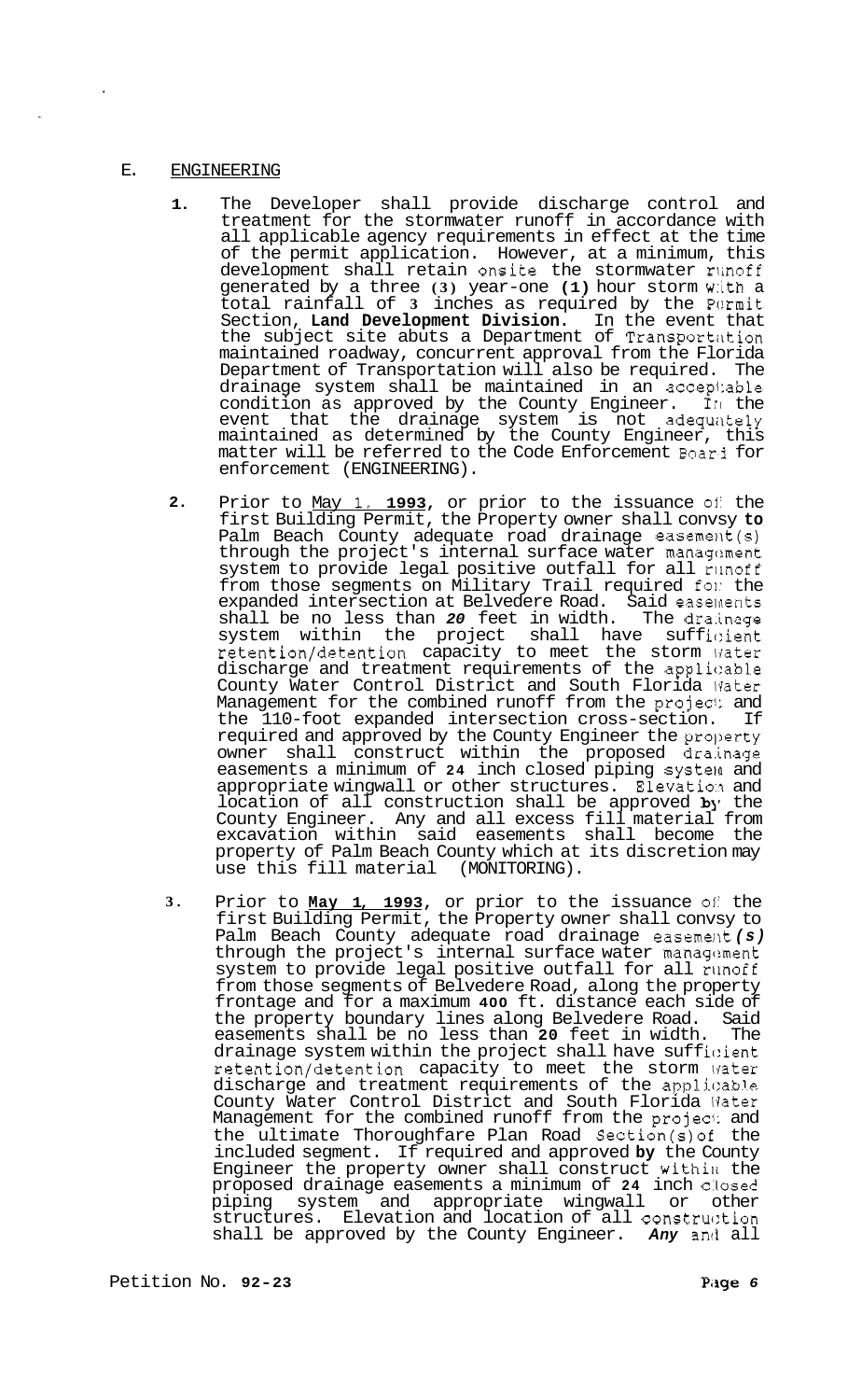## E. <u>ENGINEERING</u>

1. The Developer shall provide discharge control and treatment for the stormwater runoff in accordance with all applicable agency requirements in effect at the time of the permit application. However, at a minimum, this development shall retain onsite the stormwater runoff generated by a three (3) year-one (1) hour storm with a total rainfall of 3 inches as required by the Permit Section, **Land Development Division.** In the event that the subject site abuts a Department of Transportation maintained roadway, concurrent approval from the Florida Department of Transportation will also be required. The drainage system shall be maintained in an acceptable condition as approved by the County Engineer. In the event that the drainage system is not adequately maintained as determined by the County Engineer, this matter will be referred to the Code Enforcement Board for enforcement (ENGINEERING).

2. Prior to <u>May 1, **1993**</u>, or prior to the issuance of the first Building Permit, the Property owner shall convsy **to** Palm Beach County adequate road drainage easement(s) through the project's internal surface water management system to provide legal positive outfall for all runoff from those segments on Military Trail required for the expanded intersection at Belvedere Road. Said easements shall be no less than *20* feet in width. The drainage system within the project shall have sufficient retention/detention capacity to meet the storm water discharge and treatment requirements of the applicable County Water Control District and South Florida Water Management for the combined runoff from the project and the 110-foot expanded intersection cross-section. If required and approved by the County Engineer the property owner shall construct within the proposed drainage easements a minimum of **24** inch closed piping system and appropriate wingwall or other structures. Elevation and location of all construction shall be approved by the County Engineer. Any and all excess fill material from excavation within said easements shall become the property of Palm Beach County which at its discretion may use this fill material (MONITORING).

3. Prior to **<u>May 1, 1993</u>**, or prior to the issuance of the first Building Permit, the Property owner shall convsy to Palm Beach County adequate road drainage easement*(s)* through the project's internal surface water management system to provide legal positive outfall for all runoff from those segments of Belvedere Road, along the property frontage and for a maximum **400** ft. distance each side of the property boundary lines along Belvedere Road. Said easements shall be no less than **20** feet in width. The drainage system within the project shall have sufficient retention/detention capacity to meet the storm water discharge and treatment requirements of the applicable County Water Control District and South Florida Water Management for the combined runoff from the project and the ultimate Thoroughfare Plan Road Section(s) of the included segment. If required and approved **by** the County Engineer the property owner shall construct within the proposed drainage easements a minimum of **24** inch closed piping system and appropriate wingwall or other structures. Elevation and location of all construction shall be approved by the County Engineer. *Any* and all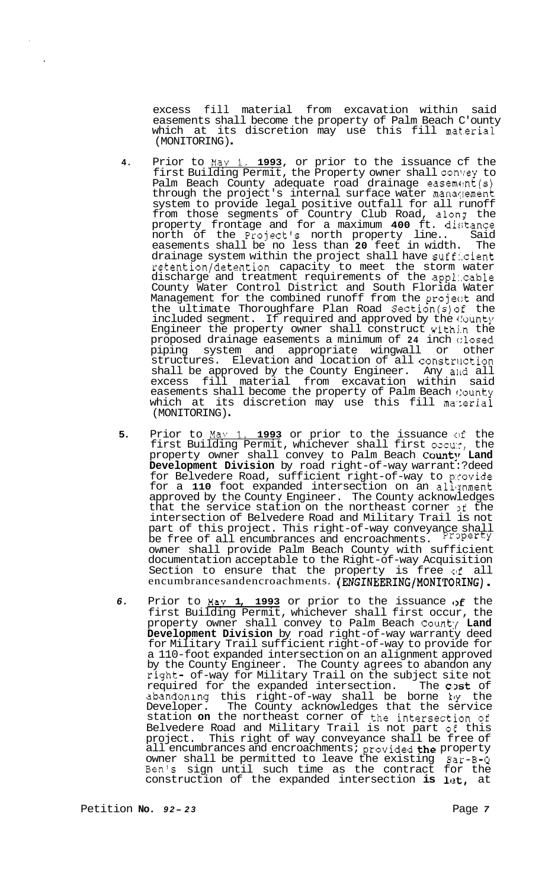excess fill material from excavation within said easements shall become the property of Palm Beach County which at its discretion may use this fill material (MONITORING).

4. Prior to May 1, **1993**, or prior to the issuance of the first Building Permit, the Property owner shall convey to Palm Beach County adequate road drainage easement(s) through the project's internal surface water management system to provide legal positive outfall for all runoff from those segments of Country Club Road, along the property frontage and for a maximum **400** ft. distance north of the Project's north property line.. Said easements shall be no less than **20** feet in width. The drainage system within the project shall have sufficient retention/detention capacity to meet the storm water discharge and treatment requirements of the applicable County Water Control District and South Florida Water Management for the combined runoff from the project and the ultimate Thoroughfare Plan Road Section(s) of the included segment. If required and approved by the County Engineer the property owner shall construct within the proposed drainage easements a minimum of **24** inch closed piping system and appropriate wingwall or other structures. Elevation and location of all construction shall be approved by the County Engineer. Any and all excess fill material from excavation within said easements shall become the property of Palm Beach County which at its discretion may use this fill material (MONITORING).

5. Prior to May 1, **1993** or prior to the issuance of the first Building Permit, whichever shall first occur, the property owner shall convey to Palm Beach **County Land Development Division** by road right-of-way warranty deed for Belvedere Road, sufficient right-of-way to provide for a **110** foot expanded intersection on an alignment approved by the County Engineer. The County acknowledges that the service station on the northeast corner of the intersection of Belvedere Road and Military Trail is not part of this project. This right-of-way conveyance shall be free of all encumbrances and encroachments. Property owner shall provide Palm Beach County with sufficient documentation acceptable to the Right-of-way Acquisition Section to ensure that the property is free of all encumbrances and encroachments. (ENGINEERING/MONITORING).

6. Prior to May **1, 1993** or prior to the issuance of the first Building Permit, whichever shall first occur, the property owner shall convey to Palm Beach County **Land Development Division** by road right-of-way warranty deed for Military Trail sufficient right-of-way to provide for a 110-foot expanded intersection on an alignment approved by the County Engineer. The County agrees to abandon any right- of-way for Military Trail on the subject site not required for the expanded intersection. The cost of abandoning this right-of-way shall be borne by the Developer. The County acknowledges that the service station **on** the northeast corner of the intersection of Belvedere Road and Military Trail is not part of this project. This right of way conveyance shall be free of all encumbrances and encroachments; provided **the** property owner shall be permitted to leave the existing Bar-B-Q Ben's sign until such time as the contract for the construction of the expanded intersection **is** let, at

Petition **No.** *92-23*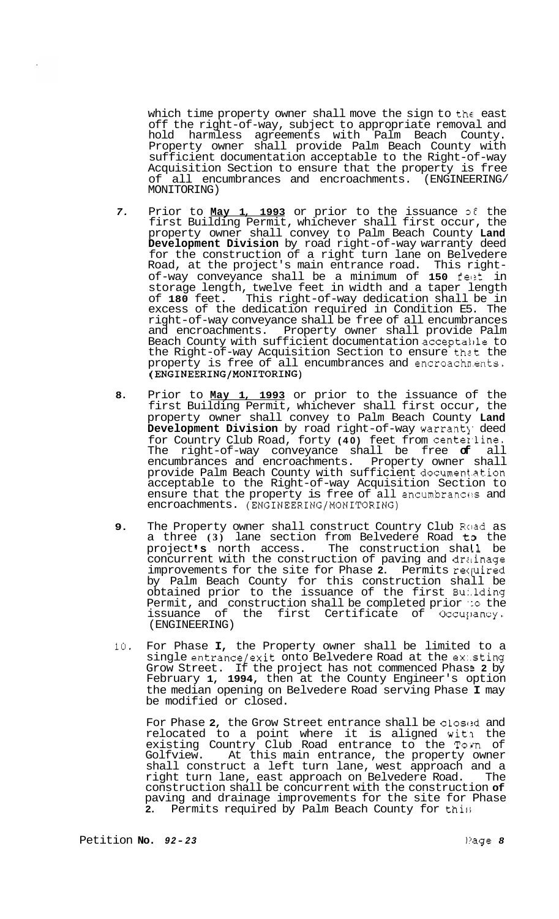which time property owner shall move the sign to the east off the right-of-way, subject to appropriate removal and hold harmless agreements with Palm Beach County. Property owner shall provide Palm Beach County with sufficient documentation acceptable to the Right-of-way Acquisition Section to ensure that the property is free of all encumbrances and encroachments. (ENGINEERING/ MONITORING)

7. Prior to **May 1, 1993** or prior to the issuance of the first Building Permit, whichever shall first occur, the property owner shall convey to Palm Beach County **Land Development Division** by road right-of-way warranty deed for the construction of a right turn lane on Belvedere Road, at the project's main entrance road. This right-of-way conveyance shall be a minimum of **150** feet in storage length, twelve feet in width and a taper length of **180** feet. This right-of-way dedication shall be in excess of the dedication required in Condition E5. The right-of-way conveyance shall be free of all encumbrances and encroachments. Property owner shall provide Palm Beach County with sufficient documentation acceptable to the Right-of-way Acquisition Section to ensure that the property is free of all encumbrances and encroachments. **(ENGINEERING/MONITORING)**

8. Prior to **May 1, 1993** or prior to the issuance of the first Building Permit, whichever shall first occur, the property owner shall convey to Palm Beach County **Land Development Division** by road right-of-way warranty deed for Country Club Road, forty **(40)** feet from centerline. The right-of-way conveyance shall be free of all encumbrances and encroachments. Property owner shall provide Palm Beach County with sufficient documentation acceptable to the Right-of-way Acquisition Section to ensure that the property is free of all encumbrances and encroachments. (ENGINEERING/MONITORING)

9. The Property owner shall construct Country Club Road as a three **(3)** lane section from Belvedere Road to the project's north access. The construction shall be concurrent with the construction of paving and drainage improvements for the site for Phase **2**. Permits required by Palm Beach County for this construction shall be obtained prior to the issuance of the first Building Permit, and construction shall be completed prior to the issuance of the first Certificate of Occupancy. (ENGINEERING)

10. For Phase **I**, the Property owner shall be limited to a single entrance/exit onto Belvedere Road at the existing Grow Street. If the project has not commenced Phase **2** by February **1, 1994**, then at the County Engineer's option the median opening on Belvedere Road serving Phase **I** may be modified or closed.

    For Phase **2**, the Grow Street entrance shall be closed and relocated to a point where it is aligned with the existing Country Club Road entrance to the Town of Golfview. At this main entrance, the property owner shall construct a left turn lane, west approach and a right turn lane, east approach on Belvedere Road. The construction shall be concurrent with the construction **of** paving and drainage improvements for the site for Phase **2**. Permits required by Palm Beach County for this

Petition **No. 92-23**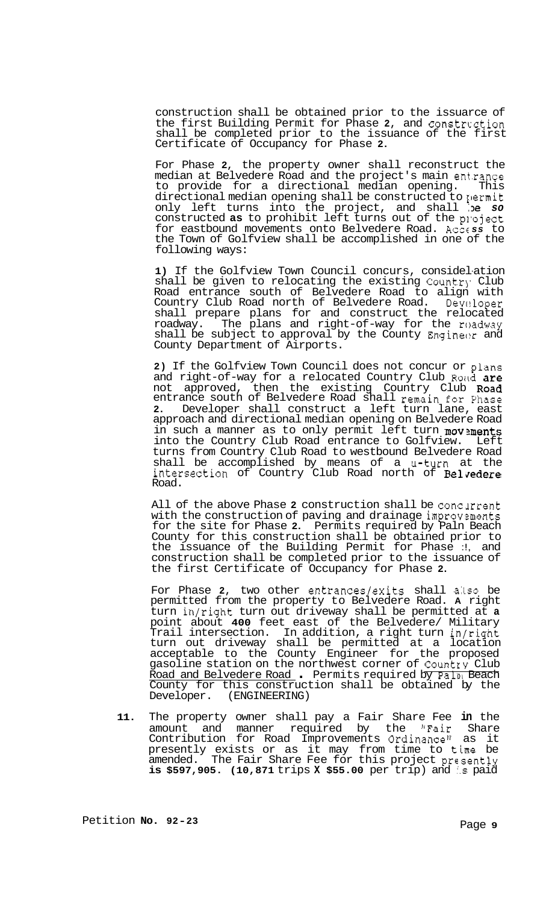construction shall be obtained prior to the issuance of the first Building Permit for Phase **2**, and construction shall be completed prior to the issuance of the first Certificate of Occupancy for Phase **2**.

For Phase **2**, the property owner shall reconstruct the median at Belvedere Road and the project's main entrance to provide for a directional median opening. This directional median opening shall be constructed to permit only left turns into the project, and shall be *so* constructed **as** to prohibit left turns out of the project for eastbound movements onto Belvedere Road. Access to the Town of Golfview shall be accomplished in one of the following ways:

**1)** If the Golfview Town Council concurs, consideration shall be given to relocating the existing Country Club Road entrance south of Belvedere Road to align with Country Club Road north of Belvedere Road. Developer shall prepare plans for and construct the relocated roadway. The plans and right-of-way for the roadway shall be subject to approval by the County Engineer and County Department of Airports.

**2)** If the Golfview Town Council does not concur or plans and right-of-way for a relocated Country Club Road are not approved, then the existing Country Club Road entrance south of Belvedere Road shall remain for Phase **2**. Developer shall construct a left turn lane, east approach and directional median opening on Belvedere Road in such a manner as to only permit left turn movements into the Country Club Road entrance to Golfview. Left turns from Country Club Road to westbound Belvedere Road shall be accomplished by means of a u-turn at the intersection of Country Club Road north of Belvedere Road.

All of the above Phase **2** construction shall be concurrent with the construction of paving and drainage improvements for the site for Phase **2**. Permits required by Palm Beach County for this construction shall be obtained prior to the issuance of the Building Permit for Phase 2, and construction shall be completed prior to the issuance of the first Certificate of Occupancy for Phase **2**.

For Phase **2**, two other entrances/exits shall also be permitted from the property to Belvedere Road. **A** right turn in/right turn out driveway shall be permitted at **a** point about **400** feet east of the Belvedere/ Military Trail intersection. In addition, a right turn in/right turn out driveway shall be permitted at a location acceptable to the County Engineer for the proposed gasoline station on the northwest corner of Country Club Road and Belvedere Road. Permits required by Palm Beach County for this construction shall be obtained by the Developer. (ENGINEERING)

**11.** The property owner shall pay a Fair Share Fee **in** the amount and manner required by the "Fair Share Contribution for Road Improvements Ordinance" as it presently exists or as it may from time to time be amended. The Fair Share Fee for this project presently **is $597,905. (10,871** trips **X $55.00** per trip) and is paid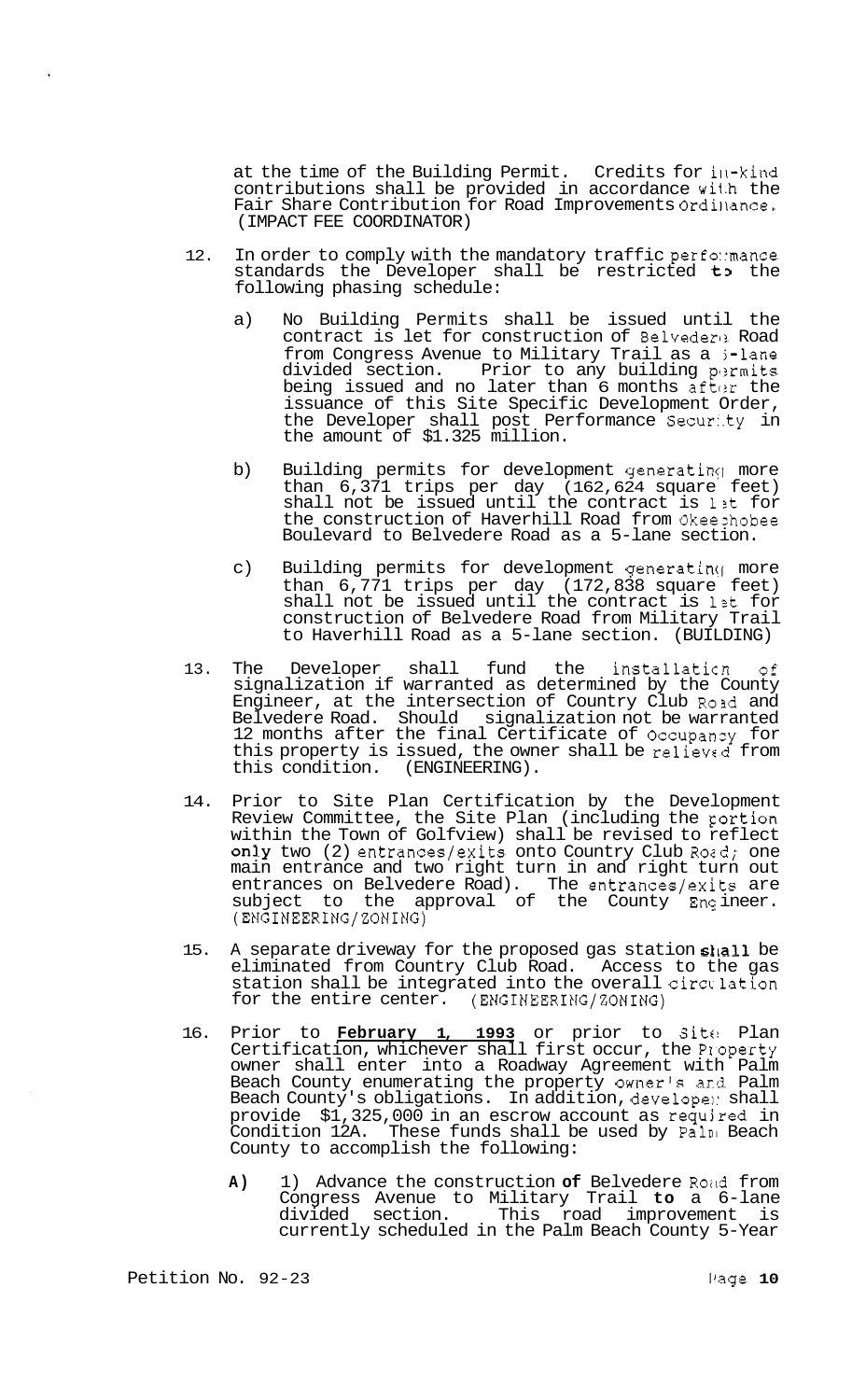at the time of the Building Permit. Credits for in-kind contributions shall be provided in accordance with the Fair Share Contribution for Road Improvements Ordinance. (IMPACT FEE COORDINATOR)

12. In order to comply with the mandatory traffic performance standards the Developer shall be restricted to the following phasing schedule:

    a) No Building Permits shall be issued until the contract is let for construction of Belvedere Road from Congress Avenue to Military Trail as a 6-lane divided section. Prior to any building permits being issued and no later than 6 months after the issuance of this Site Specific Development Order, the Developer shall post Performance Security in the amount of $1.325 million.

    b) Building permits for development generating more than 6,371 trips per day (162,624 square feet) shall not be issued until the contract is let for the construction of Haverhill Road from Okeechobee Boulevard to Belvedere Road as a 5-lane section.

    c) Building permits for development generating more than 6,771 trips per day (172,838 square feet) shall not be issued until the contract is let for construction of Belvedere Road from Military Trail to Haverhill Road as a 5-lane section. (BUILDING)

13. The Developer shall fund the installation of signalization if warranted as determined by the County Engineer, at the intersection of Country Club Road and Belvedere Road. Should signalization not be warranted 12 months after the final Certificate of Occupancy for this property is issued, the owner shall be relieved from this condition. (ENGINEERING).

14. Prior to Site Plan Certification by the Development Review Committee, the Site Plan (including the portion within the Town of Golfview) shall be revised to reflect only two (2) entrances/exits onto Country Club Road; one main entrance and two right turn in and right turn out entrances on Belvedere Road). The entrances/exits are subject to the approval of the County Engineer. (ENGINEERING/ZONING)

15. A separate driveway for the proposed gas station **shall** be eliminated from Country Club Road. Access to the gas station shall be integrated into the overall circulation for the entire center. (ENGINEERING/ZONING)

16. Prior to **February 1, 1993** or prior to Site Plan Certification, whichever shall first occur, the Property owner shall enter into a Roadway Agreement with Palm Beach County enumerating the property owner's and Palm Beach County's obligations. In addition, developer shall provide $1,325,000 in an escrow account as required in Condition 12A. These funds shall be used by Palm Beach County to accomplish the following:

    **A)** 1) Advance the construction **of** Belvedere Road from Congress Avenue to Military Trail **to** a 6-lane divided section. This road improvement is currently scheduled in the Palm Beach County 5-Year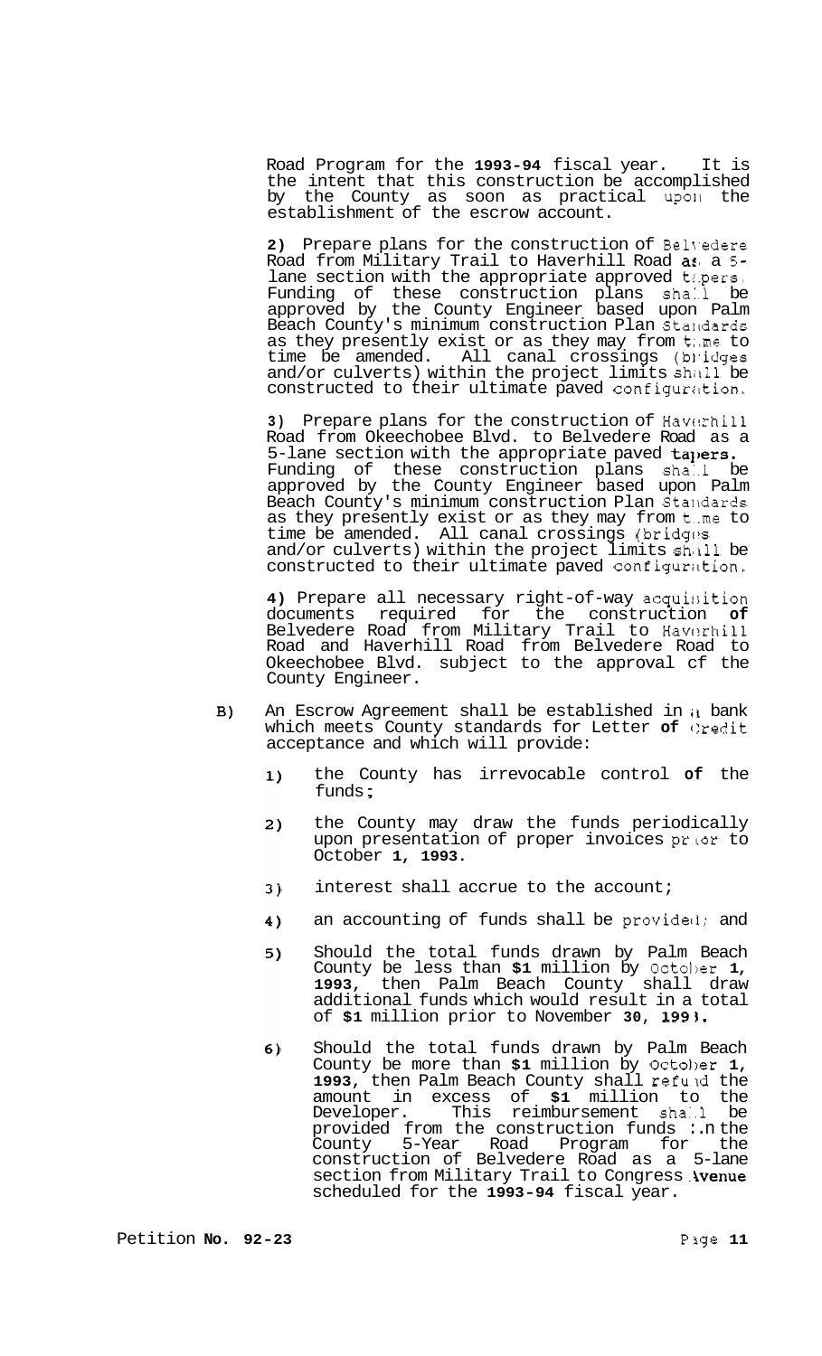Road Program for the **1993-94** fiscal year. It is the intent that this construction be accomplished by the County as soon as practical upon the establishment of the escrow account.

**2)** Prepare plans for the construction of Belvedere Road from Military Trail to Haverhill Road as a 5-lane section with the appropriate approved tapers. Funding of these construction plans shall be approved by the County Engineer based upon Palm Beach County's minimum construction Plan Standards as they presently exist or as they may from time to time be amended. All canal crossings (bridges and/or culverts) within the project limits shall be constructed to their ultimate paved configuration.

**3)** Prepare plans for the construction of Haverhill Road from Okeechobee Blvd. to Belvedere Road as a 5-lane section with the appropriate paved **tapers.** Funding of these construction plans shall be approved by the County Engineer based upon Palm Beach County's minimum construction Plan Standards as they presently exist or as they may from time to time be amended. All canal crossings (bridges and/or culverts) within the project limits shall be constructed to their ultimate paved configuration.

**4)** Prepare all necessary right-of-way acquisition documents required for the construction **of** Belvedere Road from Military Trail to Haverhill Road and Haverhill Road from Belvedere Road to Okeechobee Blvd. subject to the approval of the County Engineer.

B) An Escrow Agreement shall be established in a bank which meets County standards for Letter **of** Credit acceptance and which will provide:

1) the County has irrevocable control **of** the funds;

2) the County may draw the funds periodically upon presentation of proper invoices prior to October **1, 1993**.

3) interest shall accrue to the account;

4) an accounting of funds shall be provided; and

5) Should the total funds drawn by Palm Beach County be less than **$1** million by October **1, 1993**, then Palm Beach County shall draw additional funds which would result in a total of **$1** million prior to November **30, 1993.**

6) Should the total funds drawn by Palm Beach County be more than **$1** million by October **1, 1993**, then Palm Beach County shall refund the amount in excess of **$1** million to the Developer. This reimbursement shall be provided from the construction funds in the County 5-Year Road Program for the construction of Belvedere Road as a 5-lane section from Military Trail to Congress Avenue scheduled for the **1993-94** fiscal year.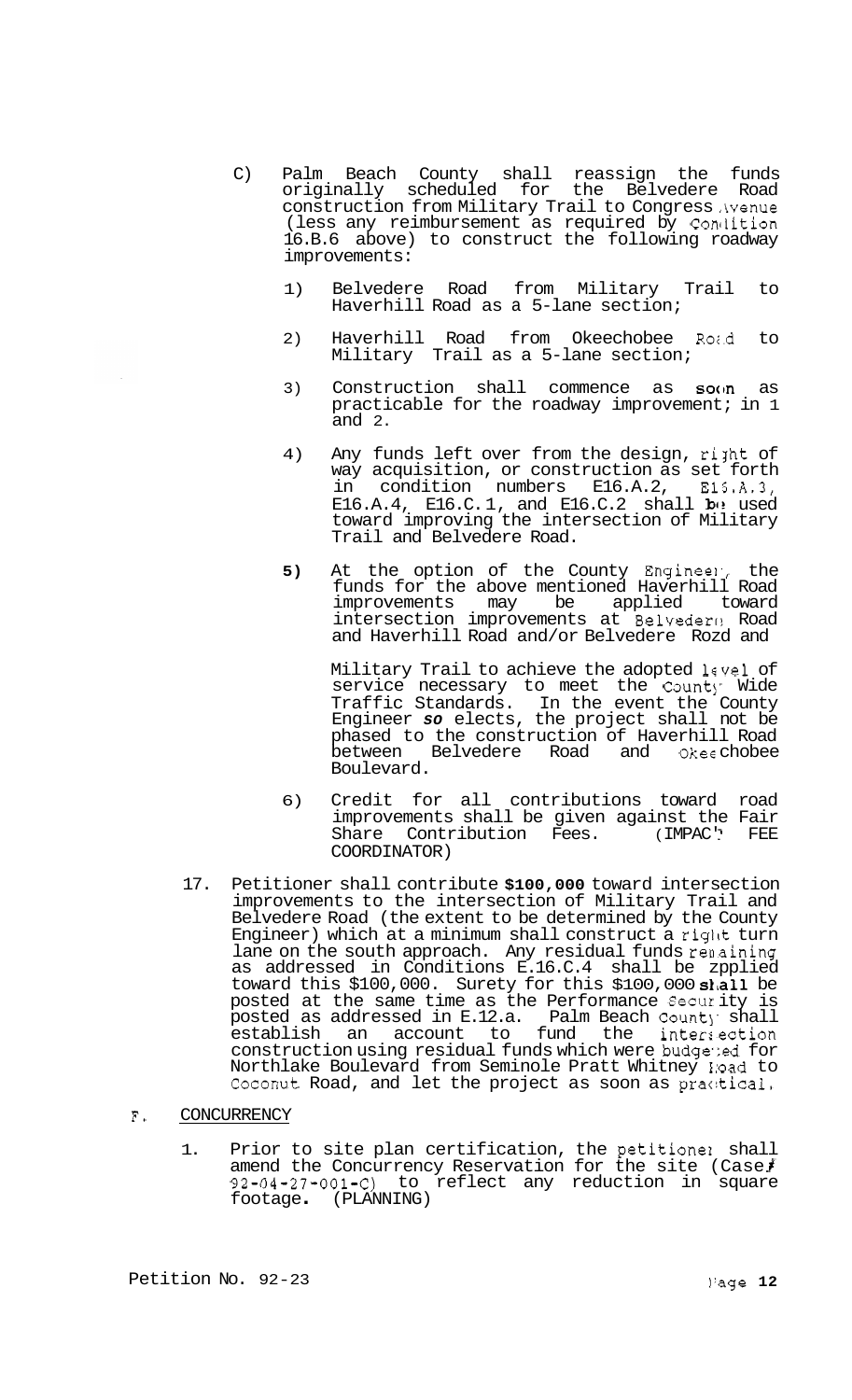C) Palm Beach County shall reassign the funds originally scheduled for the Belvedere Road construction from Military Trail to Congress Avenue (less any reimbursement as required by Condition 16.B.6 above) to construct the following roadway improvements:

   1) Belvedere Road from Military Trail to Haverhill Road as a 5-lane section;

   2) Haverhill Road from Okeechobee Road to Military Trail as a 5-lane section;

   3) Construction shall commence as soon as practicable for the roadway improvement; in 1 and 2.

   4) Any funds left over from the design, right of way acquisition, or construction as set forth in condition numbers E16.A.2, E16.A.3, E16.A.4, E16.C.1, and E16.C.2 shall be used toward improving the intersection of Military Trail and Belvedere Road.

   5) At the option of the County Engineer, the funds for the above mentioned Haverhill Road improvements may be applied toward intersection improvements at Belvedere Road and Haverhill Road and/or Belvedere Rozd and Military Trail to achieve the adopted level of service necessary to meet the County Wide Traffic Standards. In the event the County Engineer *so* elects, the project shall not be phased to the construction of Haverhill Road between Belvedere Road and Okeechobee Boulevard.

   6) Credit for all contributions toward road improvements shall be given against the Fair Share Contribution Fees. (IMPACT FEE COORDINATOR)

17. Petitioner shall contribute **$100,000** toward intersection improvements to the intersection of Military Trail and Belvedere Road (the extent to be determined by the County Engineer) which at a minimum shall construct a right turn lane on the south approach. Any residual funds remaining as addressed in Conditions E.16.C.4 shall be zpplied toward this $100,000. Surety for this $100,000 **shall** be posted at the same time as the Performance Security is posted as addressed in E.12.a. Palm Beach County shall establish an account to fund the intersection construction using residual funds which were budgeted for Northlake Boulevard from Seminole Pratt Whitney Road to Coconut Road, and let the project as soon as practical.

F. CONCURRENCY

1. Prior to site plan certification, the petitioner shall amend the Concurrency Reservation for the site (Case# 92-04-27-001-C) to reflect any reduction in square footage. (PLANNING)

Petition No. 92-23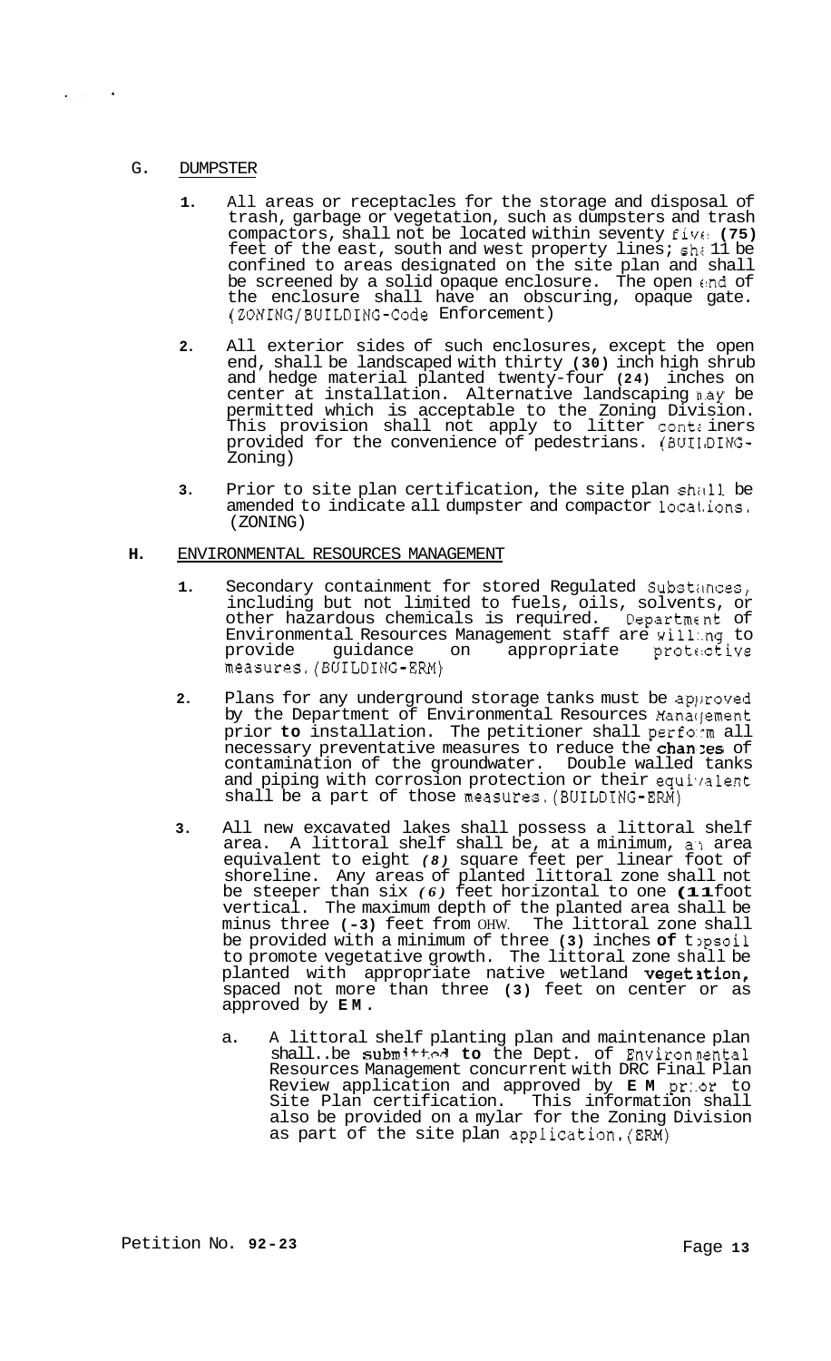G. DUMPSTER

1. All areas or receptacles for the storage and disposal of trash, garbage or vegetation, such as dumpsters and trash compactors, shall not be located within seventy five (75) feet of the east, south and west property lines; shall be confined to areas designated on the site plan and shall be screened by a solid opaque enclosure. The open end of the enclosure shall have an obscuring, opaque gate. (ZONING/BUILDING-Code Enforcement)

2. All exterior sides of such enclosures, except the open end, shall be landscaped with thirty (30) inch high shrub and hedge material planted twenty-four (24) inches on center at installation. Alternative landscaping may be permitted which is acceptable to the Zoning Division. This provision shall not apply to litter containers provided for the convenience of pedestrians. (BUILDING-Zoning)

3. Prior to site plan certification, the site plan shall be amended to indicate all dumpster and compactor locations. (ZONING)

**H.** ENVIRONMENTAL RESOURCES MANAGEMENT

1. Secondary containment for stored Regulated Substances, including but not limited to fuels, oils, solvents, or other hazardous chemicals is required. Department of Environmental Resources Management staff are willing to provide guidance on appropriate protective measures. (BUILDING-ERM)

2. Plans for any underground storage tanks must be approved by the Department of Environmental Resources Management prior to installation. The petitioner shall perform all necessary preventative measures to reduce the chances of contamination of the groundwater. Double walled tanks and piping with corrosion protection or their equivalent shall be a part of those measures. (BUILDING-ERM)

3. All new excavated lakes shall possess a littoral shelf area. A littoral shelf shall be, at a minimum, an area equivalent to eight (8) square feet per linear foot of shoreline. Any areas of planted littoral zone shall not be steeper than six (6) feet horizontal to one (1) foot vertical. The maximum depth of the planted area shall be minus three (-3) feet from OHW. The littoral zone shall be provided with a minimum of three (3) inches of topsoil to promote vegetative growth. The littoral zone shall be planted with appropriate native wetland vegetation, spaced not more than three (3) feet on center or as approved by EM.

   a. A littoral shelf planting plan and maintenance plan shall be submitted to the Dept. of Environmental Resources Management concurrent with DRC Final Plan Review application and approved by EM prior to Site Plan certification. This information shall also be provided on a mylar for the Zoning Division as part of the site plan application. (ERM)

Petition No. 92-23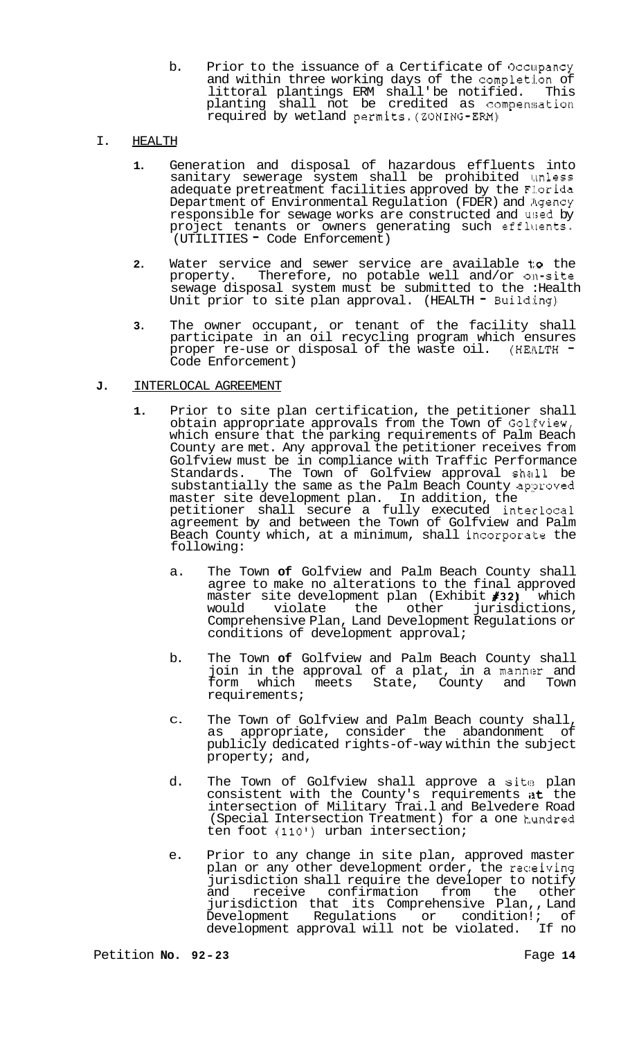b. Prior to the issuance of a Certificate of Occupancy and within three working days of the completion of littoral plantings ERM shall be notified. This planting shall not be credited as compensation required by wetland permits. (ZONING-ERM)

## I. HEALTH

1. Generation and disposal of hazardous effluents into sanitary sewerage system shall be prohibited unless adequate pretreatment facilities approved by the Florida Department of Environmental Regulation (FDER) and Agency responsible for sewage works are constructed and used by project tenants or owners generating such effluents. (UTILITIES - Code Enforcement)

2. Water service and sewer service are available to the property. Therefore, no potable well and/or on-site sewage disposal system must be submitted to the Health Unit prior to site plan approval. (HEALTH - Building)

3. The owner occupant, or tenant of the facility shall participate in an oil recycling program which ensures proper re-use or disposal of the waste oil. (HEALTH - Code Enforcement)

## J. INTERLOCAL AGREEMENT

1. Prior to site plan certification, the petitioner shall obtain appropriate approvals from the Town of Golfview, which ensure that the parking requirements of Palm Beach County are met. Any approval the petitioner receives from Golfview must be in compliance with Traffic Performance Standards. The Town of Golfview approval shall be substantially the same as the Palm Beach County approved master site development plan. In addition, the petitioner shall secure a fully executed interlocal agreement by and between the Town of Golfview and Palm Beach County which, at a minimum, shall incorporate the following:

   a. The Town of Golfview and Palm Beach County shall agree to make no alterations to the final approved master site development plan (Exhibit #32) which would violate the other jurisdictions, Comprehensive Plan, Land Development Regulations or conditions of development approval;

   b. The Town of Golfview and Palm Beach County shall join in the approval of a plat, in a manner and form which meets State, County and Town requirements;

   c. The Town of Golfview and Palm Beach county shall, as appropriate, consider the abandonment of publicly dedicated rights-of-way within the subject property; and,

   d. The Town of Golfview shall approve a site plan consistent with the County's requirements at the intersection of Military Trail and Belvedere Road (Special Intersection Treatment) for a one hundred ten foot (110') urban intersection;

   e. Prior to any change in site plan, approved master plan or any other development order, the receiving jurisdiction shall require the developer to notify and receive confirmation from the other jurisdiction that its Comprehensive Plan, Land Development Regulations or conditions of development approval will not be violated. If no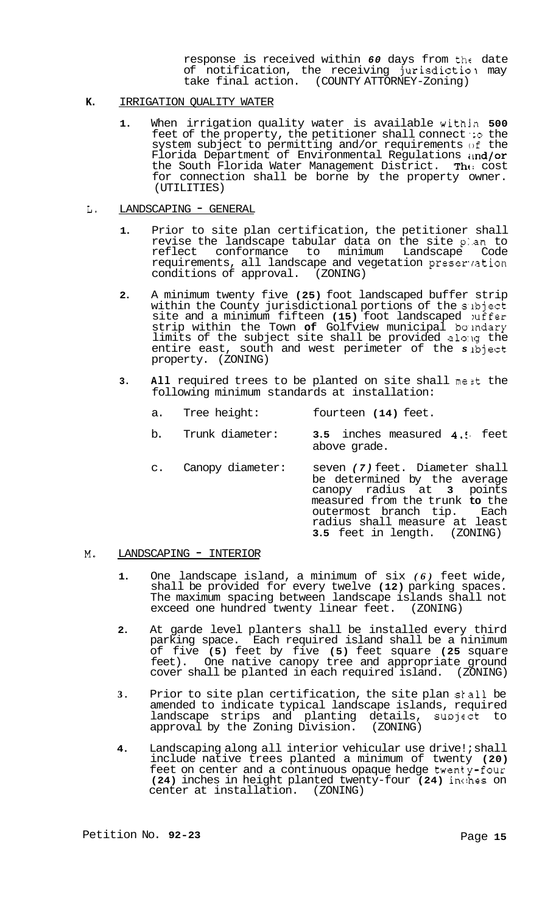response is received within **60** days from the date of notification, the receiving jurisdiction may take final action. (COUNTY ATTORNEY-Zoning)

**K.** IRRIGATION QUALITY WATER

1. When irrigation quality water is available within **500** feet of the property, the petitioner shall connect to the system subject to permitting and/or requirements of the Florida Department of Environmental Regulations and/or the South Florida Water Management District. The cost for connection shall be borne by the property owner. (UTILITIES)

L. LANDSCAPING - GENERAL

1. Prior to site plan certification, the petitioner shall revise the landscape tabular data on the site plan to reflect conformance to minimum Landscape Code requirements, all landscape and vegetation preservation conditions of approval. (ZONING)

2. A minimum twenty five **(25)** foot landscaped buffer strip within the County jurisdictional portions of the subject site and a minimum fifteen **(15)** foot landscaped buffer strip within the Town **of** Golfview municipal boundary limits of the subject site shall be provided along the entire east, south and west perimeter of the subject property. (ZONING)

3. **All** required trees to be planted on site shall meet the following minimum standards at installation:

   a. Tree height: fourteen **(14)** feet.

   b. Trunk diameter: **3.5** inches measured **4.5** feet above grade.

   c. Canopy diameter: seven *(7)* feet. Diameter shall be determined by the average canopy radius at **3** points measured from the trunk **to** the outermost branch tip. Each radius shall measure at least **3.5** feet in length. (ZONING)

M. LANDSCAPING - INTERIOR

1. One landscape island, a minimum of six *(6)* feet wide, shall be provided for every twelve **(12)** parking spaces. The maximum spacing between landscape islands shall not exceed one hundred twenty linear feet. (ZONING)

2. At garde level planters shall be installed every third parking space. Each required island shall be a ninimum of five **(5)** feet by five **(5)** feet square **(25** square feet). One native canopy tree and appropriate ground cover shall be planted in each required island. (ZONING)

3. Prior to site plan certification, the site plan shall be amended to indicate typical landscape islands, required landscape strips and planting details, subject to approval by the Zoning Division. (ZONING)

4. Landscaping along all interior vehicular use drives shall include native trees planted a minimum of twenty **(20)** feet on center and a continuous opaque hedge twenty-four **(24)** inches in height planted twenty-four **(24)** inches on center at installation. (ZONING)

Petition No. **92-23**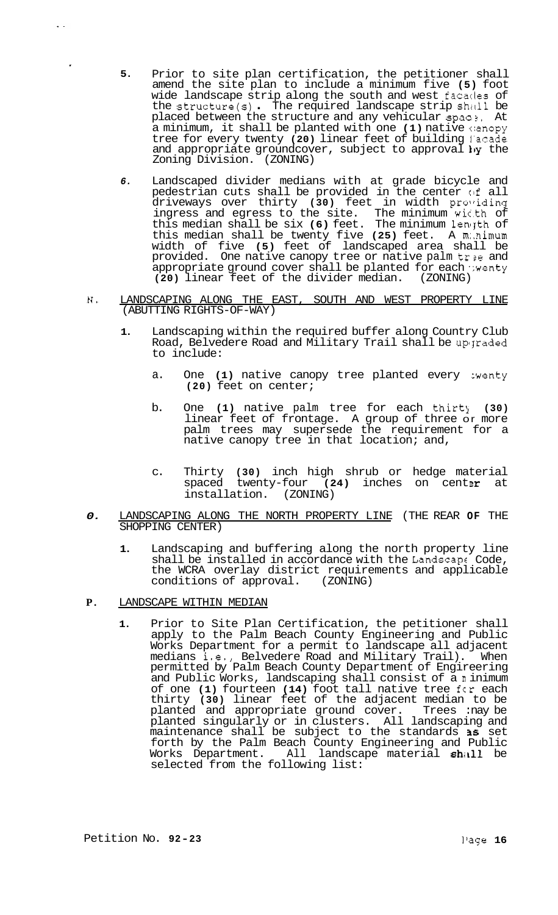5. Prior to site plan certification, the petitioner shall amend the site plan to include a minimum five **(5)** foot wide landscape strip along the south and west facades of the structure(s). The required landscape strip shall be placed between the structure and any vehicular space. At a minimum, it shall be planted with one **(1)** native canopy tree for every twenty **(20)** linear feet of building facade and appropriate groundcover, subject to approval by the Zoning Division. (ZONING)

6. Landscaped divider medians with at grade bicycle and pedestrian cuts shall be provided in the center of all driveways over thirty **(30)** feet in width providing ingress and egress to the site. The minimum width of this median shall be six **(6)** feet. The minimum length of this median shall be twenty five **(25)** feet. A minimum width of five **(5)** feet of landscaped area shall be provided. One native canopy tree or native palm tree and appropriate ground cover shall be planted for each twenty **(20)** linear feet of the divider median. (ZONING)

N. LANDSCAPING ALONG THE EAST, SOUTH AND WEST PROPERTY LINE (ABUTTING RIGHTS-OF-WAY)

1. Landscaping within the required buffer along Country Club Road, Belvedere Road and Military Trail shall be upgraded to include:

   a. One **(1)** native canopy tree planted every twenty **(20)** feet on center;

   b. One **(1)** native palm tree for each thirty **(30)** linear feet of frontage. A group of three or more palm trees may supersede the requirement for a native canopy tree in that location; and,

   c. Thirty **(30)** inch high shrub or hedge material spaced twenty-four **(24)** inches on center at installation. (ZONING)

O. LANDSCAPING ALONG THE NORTH PROPERTY LINE (THE REAR OF THE SHOPPING CENTER)

1. Landscaping and buffering along the north property line shall be installed in accordance with the Landscape Code, the WCRA overlay district requirements and applicable conditions of approval. (ZONING)

P. LANDSCAPE WITHIN MEDIAN

1. Prior to Site Plan Certification, the petitioner shall apply to the Palm Beach County Engineering and Public Works Department for a permit to landscape all adjacent medians i.e., Belvedere Road and Military Trail). When permitted by Palm Beach County Department of Engineering and Public Works, landscaping shall consist of a minimum of one **(1)** fourteen **(14)** foot tall native tree for each thirty **(30)** linear feet of the adjacent median to be planted and appropriate ground cover. Trees may be planted singularly or in clusters. All landscaping and maintenance shall be subject to the standards as set forth by the Palm Beach County Engineering and Public Works Department. All landscape material shall be selected from the following list:

Petition No. **92-23**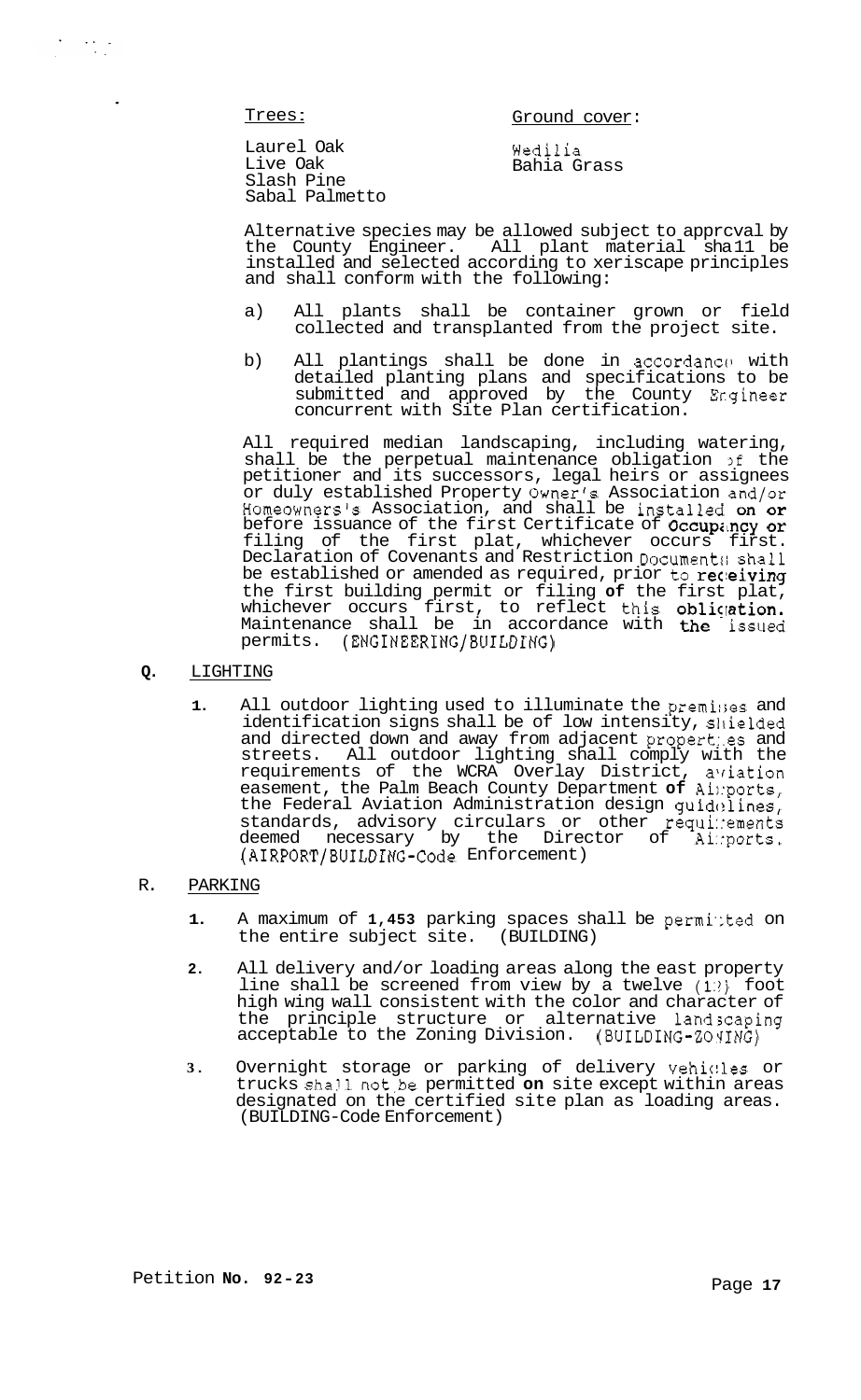Trees:

Laurel Oak
Live Oak
Slash Pine
Sabal Palmetto

Ground cover:

Wedilia
Bahia Grass

Alternative species may be allowed subject to apprcval by the County Engineer. All plant material sha11 be installed and selected according to xeriscape principles and shall conform with the following:

a) All plants shall be container grown or field collected and transplanted from the project site.

b) All plantings shall be done in accordance with detailed planting plans and specifications to be submitted and approved by the County Engineer concurrent with Site Plan certification.

All required median landscaping, including watering, shall be the perpetual maintenance obligation of the petitioner and its successors, legal heirs or assignees or duly established Property Owner's Association and/or Homeowners's Association, and shall be installed on or before issuance of the first Certificate of Occupancy or filing of the first plat, whichever occurs first. Declaration of Covenants and Restriction Documents shall be established or amended as required, prior to receiving the first building permit or filing of the first plat, whichever occurs first, to reflect this obligation. Maintenance shall be in accordance with the issued permits. (ENGINEERING/BUILDING)

**Q.** LIGHTING

1. All outdoor lighting used to illuminate the premises and identification signs shall be of low intensity, shielded and directed down and away from adjacent properties and streets. All outdoor lighting shall comply with the requirements of the WCRA Overlay District, aviation easement, the Palm Beach County Department of Airports, the Federal Aviation Administration design guidelines, standards, advisory circulars or other requirements deemed necessary by the Director of Airports. (AIRPORT/BUILDING-Code Enforcement)

R. PARKING

1. A maximum of 1,453 parking spaces shall be permitted on the entire subject site. (BUILDING)

2. All delivery and/or loading areas along the east property line shall be screened from view by a twelve (12) foot high wing wall consistent with the color and character of the principle structure or alternative landscaping acceptable to the Zoning Division. (BUILDING-ZONING)

3. Overnight storage or parking of delivery vehicles or trucks shall not be permitted on site except within areas designated on the certified site plan as loading areas. (BUILDING-Code Enforcement)

Petition No. 92-23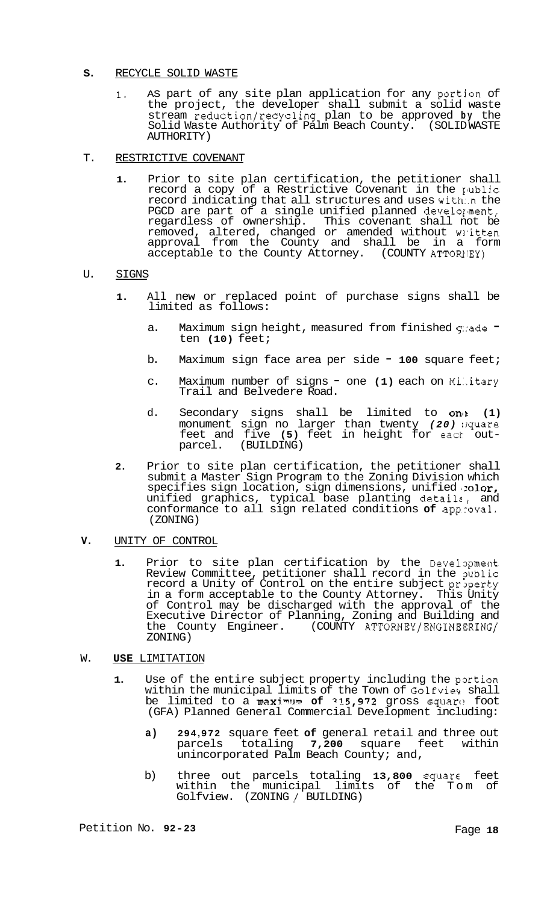**S.** RECYCLE SOLID WASTE

1. AS part of any site plan application for any portion of the project, the developer shall submit a solid waste stream reduction/recycling plan to be approved by the Solid Waste Authority of Palm Beach County. (SOLID WASTE AUTHORITY)

T. RESTRICTIVE COVENANT

1. Prior to site plan certification, the petitioner shall record a copy of a Restrictive Covenant in the public record indicating that all structures and uses within the PGCD are part of a single unified planned development, regardless of ownership. This covenant shall not be removed, altered, changed or amended without written approval from the County and shall be in a form acceptable to the County Attorney. (COUNTY ATTORNEY)

U. SIGNS

1. All new or replaced point of purchase signs shall be limited as follows:

   a. Maximum sign height, measured from finished grade - ten **(10)** feet;

   b. Maximum sign face area per side - **100** square feet;

   c. Maximum number of signs - one **(1)** each on Military Trail and Belvedere Road.

   d. Secondary signs shall be limited to **one (1)** monument sign no larger than twenty *(20)* square feet and five **(5)** feet in height for each out-parcel. (BUILDING)

2. Prior to site plan certification, the petitioner shall submit a Master Sign Program to the Zoning Division which specifies sign location, sign dimensions, unified color, unified graphics, typical base planting details, and conformance to all sign related conditions **of** approval. (ZONING)

**V.** UNITY OF CONTROL

1. Prior to site plan certification by the Development Review Committee, petitioner shall record in the public record a Unity of Control on the entire subject property in a form acceptable to the County Attorney. This Unity of Control may be discharged with the approval of the Executive Director of Planning, Zoning and Building and the County Engineer. (COUNTY ATTORNEY/ENGINEERING/ZONING)

W. **USE** LIMITATION

1. Use of the entire subject property including the portion within the municipal limits of the Town of Golfview shall be limited to a maximum **of 315,972** gross square foot (GFA) Planned General Commercial Development including:

   **a)** **294,972** square feet **of** general retail and three out parcels totaling **7,200** square feet within unincorporated Palm Beach County; and,

   b) three out parcels totaling **13,800** square feet within the municipal limits of the Tom of Golfview. (ZONING / BUILDING)

Petition No. **92-23**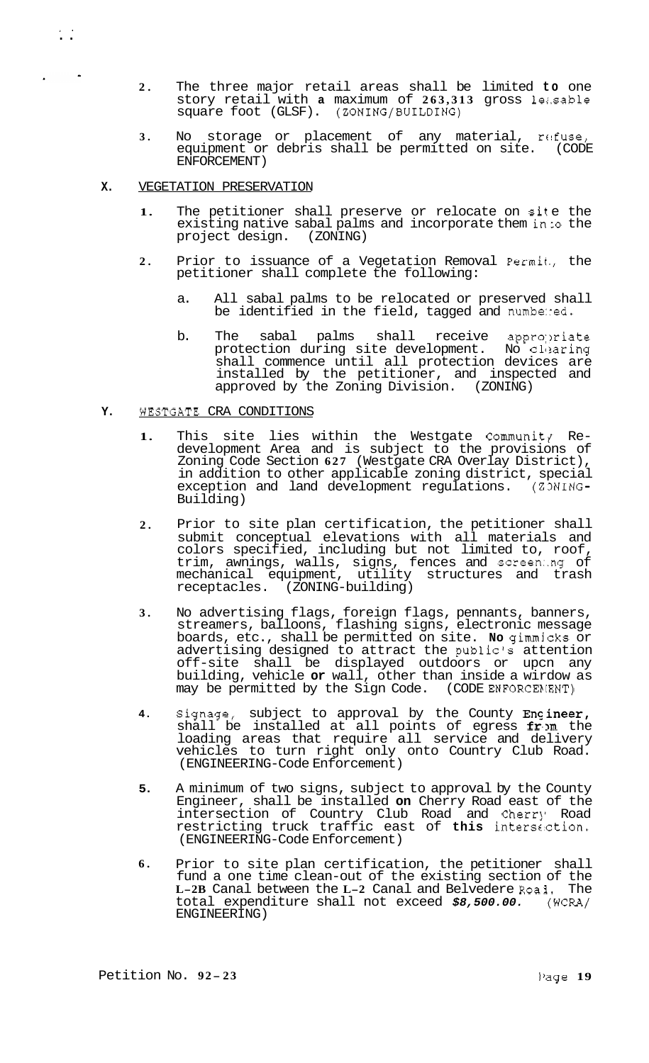2. The three major retail areas shall be limited to one story retail with a maximum of 263,313 gross leasable square foot (GLSF). (ZONING/BUILDING)

3. No storage or placement of any material, refuse, equipment or debris shall be permitted on site. (CODE ENFORCEMENT)

X. VEGETATION PRESERVATION

1. The petitioner shall preserve or relocate on site the existing native sabal palms and incorporate them into the project design. (ZONING)

2. Prior to issuance of a Vegetation Removal Permit, the petitioner shall complete the following:

   a. All sabal palms to be relocated or preserved shall be identified in the field, tagged and numbered.

   b. The sabal palms shall receive appropriate protection during site development. No clearing shall commence until all protection devices are installed by the petitioner, and inspected and approved by the Zoning Division. (ZONING)

Y. WESTGATE CRA CONDITIONS

1. This site lies within the Westgate Community Re-development Area and is subject to the provisions of Zoning Code Section 627 (Westgate CRA Overlay District), in addition to other applicable zoning district, special exception and land development regulations. (ZONING-Building)

2. Prior to site plan certification, the petitioner shall submit conceptual elevations with all materials and colors specified, including but not limited to, roof, trim, awnings, walls, signs, fences and screening of mechanical equipment, utility structures and trash receptacles. (ZONING-building)

3. No advertising flags, foreign flags, pennants, banners, streamers, balloons, flashing signs, electronic message boards, etc., shall be permitted on site. No gimmicks or advertising designed to attract the public's attention off-site shall be displayed outdoors or upon any building, vehicle or wall, other than inside a window as may be permitted by the Sign Code. (CODE ENFORCEMENT)

4. Signage, subject to approval by the County Engineer, shall be installed at all points of egress from the loading areas that require all service and delivery vehicles to turn right only onto Country Club Road. (ENGINEERING-Code Enforcement)

5. A minimum of two signs, subject to approval by the County Engineer, shall be installed on Cherry Road east of the intersection of Country Club Road and Cherry Road restricting truck traffic east of this intersection. (ENGINEERING-Code Enforcement)

6. Prior to site plan certification, the petitioner shall fund a one time clean-out of the existing section of the L-2B Canal between the L-2 Canal and Belvedere Road. The total expenditure shall not exceed *$8,500.00.* (WCRA/ ENGINEERING)

Petition No. 92-23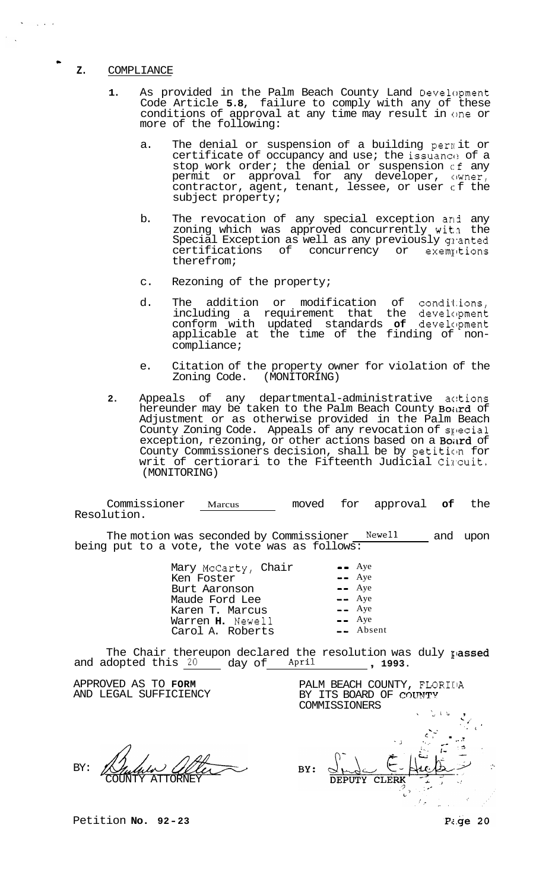## Z. COMPLIANCE

1. As provided in the Palm Beach County Land Development Code Article **5.8**, failure to comply with any of these conditions of approval at any time may result in one or more of the following:

   a. The denial or suspension of a building permit or certificate of occupancy and use; the issuance of a stop work order; the denial or suspension of any permit or approval for any developer, owner, contractor, agent, tenant, lessee, or user of the subject property;

   b. The revocation of any special exception and any zoning which was approved concurrently with the Special Exception as well as any previously granted certifications of concurrency or exemptions therefrom;

   c. Rezoning of the property;

   d. The addition or modification of conditions, including a requirement that the development conform with updated standards **of** development applicable at the time of the finding of non-compliance;

   e. Citation of the property owner for violation of the Zoning Code. (MONITORING)

2. Appeals of any departmental-administrative actions hereunder may be taken to the Palm Beach County Board of Adjustment or as otherwise provided in the Palm Beach County Zoning Code. Appeals of any revocation of special exception, rezoning, or other actions based on a Board of County Commissioners decision, shall be by petition for writ of certiorari to the Fifteenth Judicial Circuit. (MONITORING)

Commissioner Marcus moved for approval **of** the Resolution.

The motion was seconded by Commissioner Newell and upon being put to a vote, the vote was as follows:

| | |
|---|---|
| Mary McCarty, Chair | -- Aye |
| Ken Foster | -- Aye |
| Burt Aaronson | -- Aye |
| Maude Ford Lee | -- Aye |
| Karen T. Marcus | -- Aye |
| Warren **H.** Newell | -- Aye |
| Carol A. Roberts | -- Absent |

The Chair thereupon declared the resolution was duly passed and adopted this 20 day of April **, 1993**.

APPROVED AS TO **FORM**
AND LEGAL SUFFICIENCY

BY: COUNTY ATTORNEY

PALM BEACH COUNTY, FLORIDA
BY ITS BOARD OF COUNTY COMMISSIONERS

BY: DEPUTY CLERK

Petition **No. 92-23**